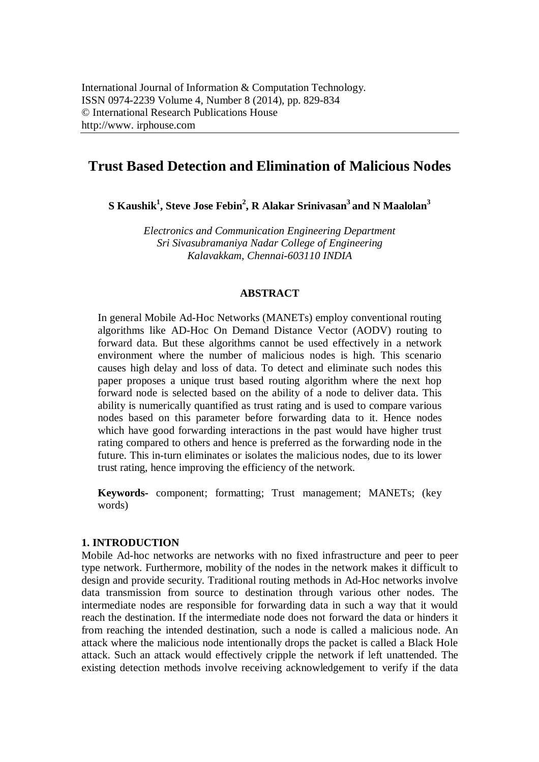# Trust Based Detection and Elimination of Malicious Nodes

**S Kaushik[1], Steve Jose Febin[2], R Alakar Srinivasan[3] and N Maalolan[3]**

*Electronics and Communication Engineering Department*
*Sri Sivasubramaniya Nadar College of Engineering*
*Kalavakkam, Chennai-603110 INDIA*

## ABSTRACT

In general Mobile Ad-Hoc Networks (MANETs) employ conventional routing algorithms like AD-Hoc On Demand Distance Vector (AODV) routing to forward data. But these algorithms cannot be used effectively in a network environment where the number of malicious nodes is high. This scenario causes high delay and loss of data. To detect and eliminate such nodes this paper proposes a unique trust based routing algorithm where the next hop forward node is selected based on the ability of a node to deliver data. This ability is numerically quantified as trust rating and is used to compare various nodes based on this parameter before forwarding data to it. Hence nodes which have good forwarding interactions in the past would have higher trust rating compared to others and hence is preferred as the forwarding node in the future. This in-turn eliminates or isolates the malicious nodes, due to its lower trust rating, hence improving the efficiency of the network.

**Keywords-** component; formatting; Trust management; MANETs; (key words)

## 1. INTRODUCTION

Mobile Ad-hoc networks are networks with no fixed infrastructure and peer to peer type network. Furthermore, mobility of the nodes in the network makes it difficult to design and provide security. Traditional routing methods in Ad-Hoc networks involve data transmission from source to destination through various other nodes. The intermediate nodes are responsible for forwarding data in such a way that it would reach the destination. If the intermediate node does not forward the data or hinders it from reaching the intended destination, such a node is called a malicious node. An attack where the malicious node intentionally drops the packet is called a Black Hole attack. Such an attack would effectively cripple the network if left unattended. The existing detection methods involve receiving acknowledgement to verify if the data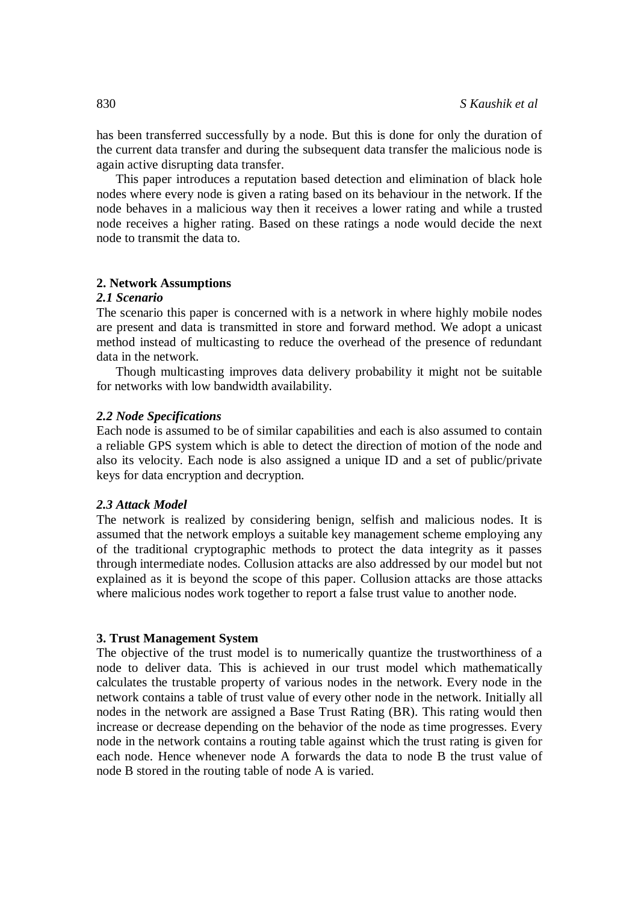has been transferred successfully by a node. But this is done for only the duration of the current data transfer and during the subsequent data transfer the malicious node is again active disrupting data transfer.

This paper introduces a reputation based detection and elimination of black hole nodes where every node is given a rating based on its behaviour in the network. If the node behaves in a malicious way then it receives a lower rating and while a trusted node receives a higher rating. Based on these ratings a node would decide the next node to transmit the data to.

## 2. Network Assumptions

### *2.1 Scenario*

The scenario this paper is concerned with is a network in where highly mobile nodes are present and data is transmitted in store and forward method. We adopt a unicast method instead of multicasting to reduce the overhead of the presence of redundant data in the network.

Though multicasting improves data delivery probability it might not be suitable for networks with low bandwidth availability.

### *2.2 Node Specifications*

Each node is assumed to be of similar capabilities and each is also assumed to contain a reliable GPS system which is able to detect the direction of motion of the node and also its velocity. Each node is also assigned a unique ID and a set of public/private keys for data encryption and decryption.

### *2.3 Attack Model*

The network is realized by considering benign, selfish and malicious nodes. It is assumed that the network employs a suitable key management scheme employing any of the traditional cryptographic methods to protect the data integrity as it passes through intermediate nodes. Collusion attacks are also addressed by our model but not explained as it is beyond the scope of this paper. Collusion attacks are those attacks where malicious nodes work together to report a false trust value to another node.

## 3. Trust Management System

The objective of the trust model is to numerically quantize the trustworthiness of a node to deliver data. This is achieved in our trust model which mathematically calculates the trustable property of various nodes in the network. Every node in the network contains a table of trust value of every other node in the network. Initially all nodes in the network are assigned a Base Trust Rating (BR). This rating would then increase or decrease depending on the behavior of the node as time progresses. Every node in the network contains a routing table against which the trust rating is given for each node. Hence whenever node A forwards the data to node B the trust value of node B stored in the routing table of node A is varied.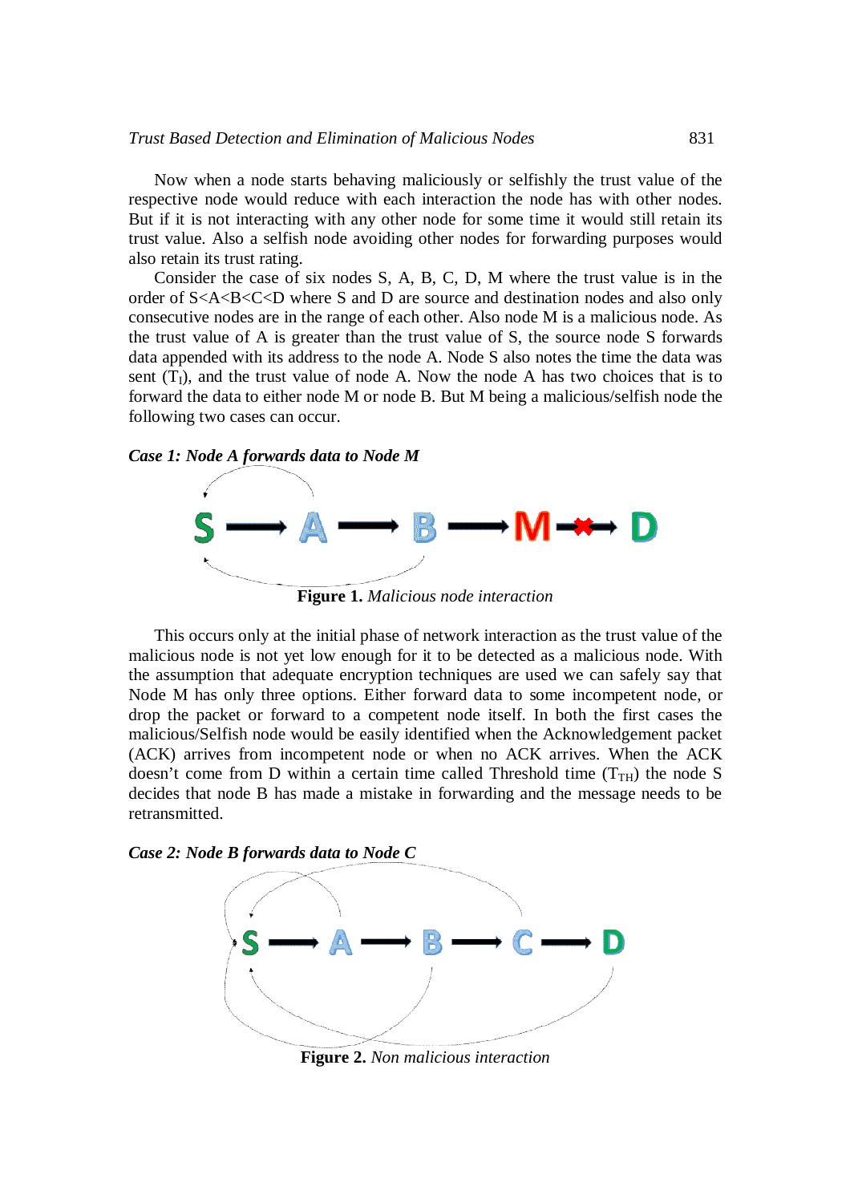Now when a node starts behaving maliciously or selfishly the trust value of the respective node would reduce with each interaction the node has with other nodes. But if it is not interacting with any other node for some time it would still retain its trust value. Also a selfish node avoiding other nodes for forwarding purposes would also retain its trust rating.

Consider the case of six nodes S, A, B, C, D, M where the trust value is in the order of S<A<B<C<D where S and D are source and destination nodes and also only consecutive nodes are in the range of each other. Also node M is a malicious node. As the trust value of A is greater than the trust value of S, the source node S forwards data appended with its address to the node A. Node S also notes the time the data was sent ($T_I$), and the trust value of node A. Now the node A has two choices that is to forward the data to either node M or node B. But M being a malicious/selfish node the following two cases can occur.

***Case 1: Node A forwards data to Node M***

**Figure 1.** *Malicious node interaction*

This occurs only at the initial phase of network interaction as the trust value of the malicious node is not yet low enough for it to be detected as a malicious node. With the assumption that adequate encryption techniques are used we can safely say that Node M has only three options. Either forward data to some incompetent node, or drop the packet or forward to a competent node itself. In both the first cases the malicious/Selfish node would be easily identified when the Acknowledgement packet (ACK) arrives from incompetent node or when no ACK arrives. When the ACK doesn't come from D within a certain time called Threshold time ($T_{TH}$) the node S decides that node B has made a mistake in forwarding and the message needs to be retransmitted.

***Case 2: Node B forwards data to Node C***

**Figure 2.** *Non malicious interaction*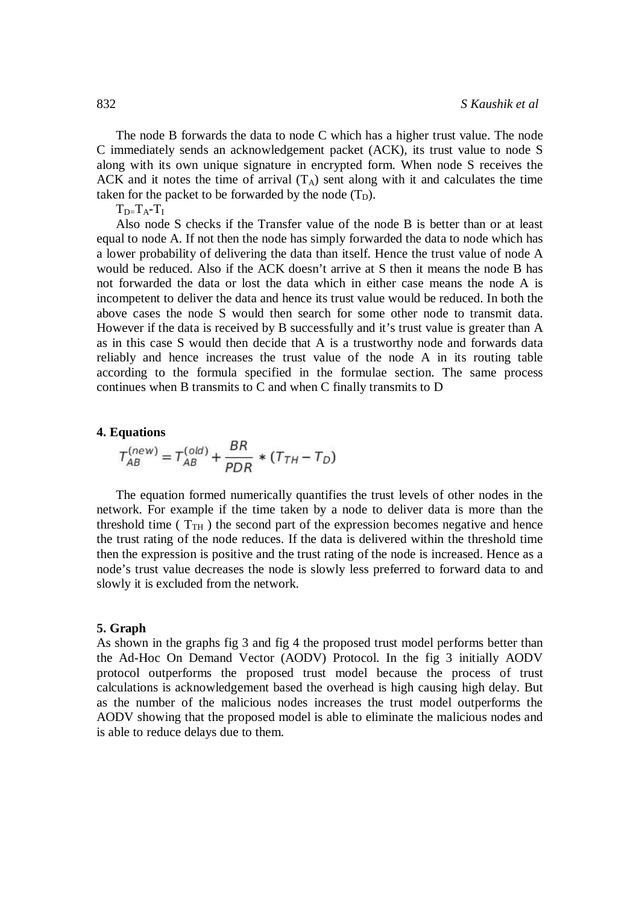The node B forwards the data to node C which has a higher trust value. The node C immediately sends an acknowledgement packet (ACK), its trust value to node S along with its own unique signature in encrypted form. When node S receives the ACK and it notes the time of arrival ($T_A$) sent along with it and calculates the time taken for the packet to be forwarded by the node ($T_D$).

$T_D = T_A - T_I$

Also node S checks if the Transfer value of the node B is better than or at least equal to node A. If not then the node has simply forwarded the data to node which has a lower probability of delivering the data than itself. Hence the trust value of node A would be reduced. Also if the ACK doesn't arrive at S then it means the node B has not forwarded the data or lost the data which in either case means the node A is incompetent to deliver the data and hence its trust value would be reduced. In both the above cases the node S would then search for some other node to transmit data. However if the data is received by B successfully and it's trust value is greater than A as in this case S would then decide that A is a trustworthy node and forwards data reliably and hence increases the trust value of the node A in its routing table according to the formula specified in the formulae section. The same process continues when B transmits to C and when C finally transmits to D

**4. Equations**

$$T_{AB}^{(new)} = T_{AB}^{(old)} + \frac{BR}{PDR} * (T_{TH} - T_D)$$

The equation formed numerically quantifies the trust levels of other nodes in the network. For example if the time taken by a node to deliver data is more than the threshold time ( $T_{TH}$ ) the second part of the expression becomes negative and hence the trust rating of the node reduces. If the data is delivered within the threshold time then the expression is positive and the trust rating of the node is increased. Hence as a node's trust value decreases the node is slowly less preferred to forward data to and slowly it is excluded from the network.

**5. Graph**

As shown in the graphs fig 3 and fig 4 the proposed trust model performs better than the Ad-Hoc On Demand Vector (AODV) Protocol. In the fig 3 initially AODV protocol outperforms the proposed trust model because the process of trust calculations is acknowledgement based the overhead is high causing high delay. But as the number of the malicious nodes increases the trust model outperforms the AODV showing that the proposed model is able to eliminate the malicious nodes and is able to reduce delays due to them.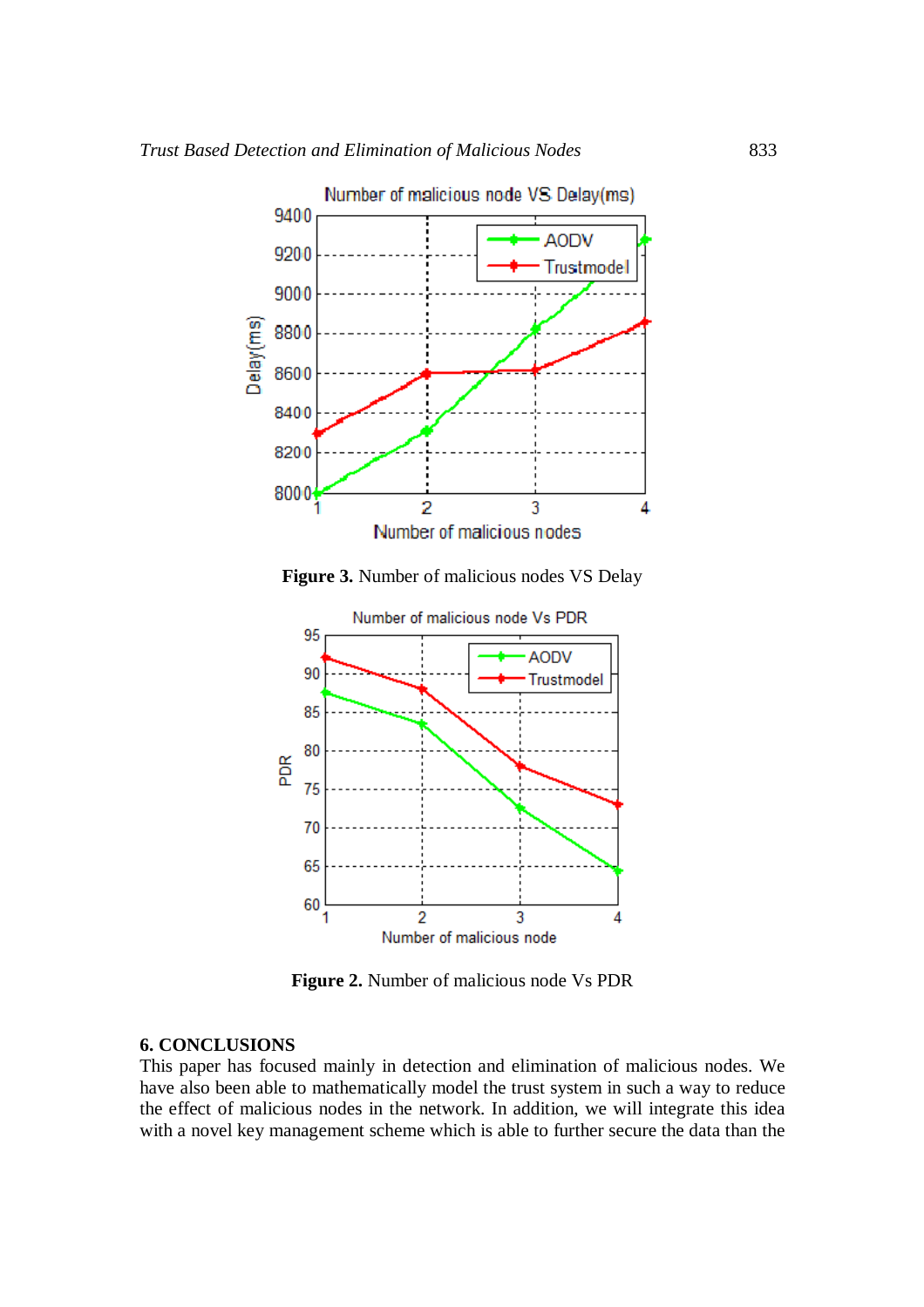Figure 3. Number of malicious nodes VS Delay

Figure 2. Number of malicious node Vs PDR

## 6. CONCLUSIONS

This paper has focused mainly in detection and elimination of malicious nodes. We have also been able to mathematically model the trust system in such a way to reduce the effect of malicious nodes in the network. In addition, we will integrate this idea with a novel key management scheme which is able to further secure the data than the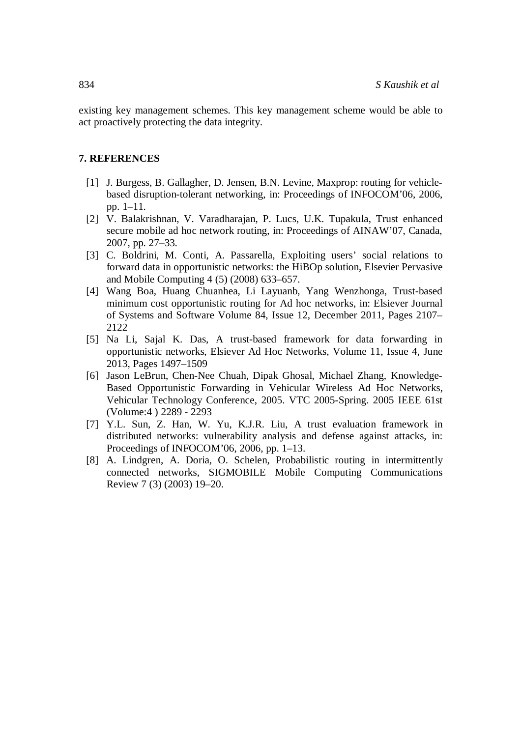existing key management schemes. This key management scheme would be able to act proactively protecting the data integrity.

## 7. REFERENCES

[1] J. Burgess, B. Gallagher, D. Jensen, B.N. Levine, Maxprop: routing for vehicle-based disruption-tolerant networking, in: Proceedings of INFOCOM'06, 2006, pp. 1–11.

[2] V. Balakrishnan, V. Varadharajan, P. Lucs, U.K. Tupakula, Trust enhanced secure mobile ad hoc network routing, in: Proceedings of AINAW'07, Canada, 2007, pp. 27–33.

[3] C. Boldrini, M. Conti, A. Passarella, Exploiting users' social relations to forward data in opportunistic networks: the HiBOp solution, Elsevier Pervasive and Mobile Computing 4 (5) (2008) 633–657.

[4] Wang Boa, Huang Chuanhea, Li Layuanb, Yang Wenzhonga, Trust-based minimum cost opportunistic routing for Ad hoc networks, in: Elsiever Journal of Systems and Software Volume 84, Issue 12, December 2011, Pages 2107–2122

[5] Na Li, Sajal K. Das, A trust-based framework for data forwarding in opportunistic networks, Elsiever Ad Hoc Networks, Volume 11, Issue 4, June 2013, Pages 1497–1509

[6] Jason LeBrun, Chen-Nee Chuah, Dipak Ghosal, Michael Zhang, Knowledge-Based Opportunistic Forwarding in Vehicular Wireless Ad Hoc Networks, Vehicular Technology Conference, 2005. VTC 2005-Spring. 2005 IEEE 61st (Volume:4 ) 2289 - 2293

[7] Y.L. Sun, Z. Han, W. Yu, K.J.R. Liu, A trust evaluation framework in distributed networks: vulnerability analysis and defense against attacks, in: Proceedings of INFOCOM'06, 2006, pp. 1–13.

[8] A. Lindgren, A. Doria, O. Schelen, Probabilistic routing in intermittently connected networks, SIGMOBILE Mobile Computing Communications Review 7 (3) (2003) 19–20.